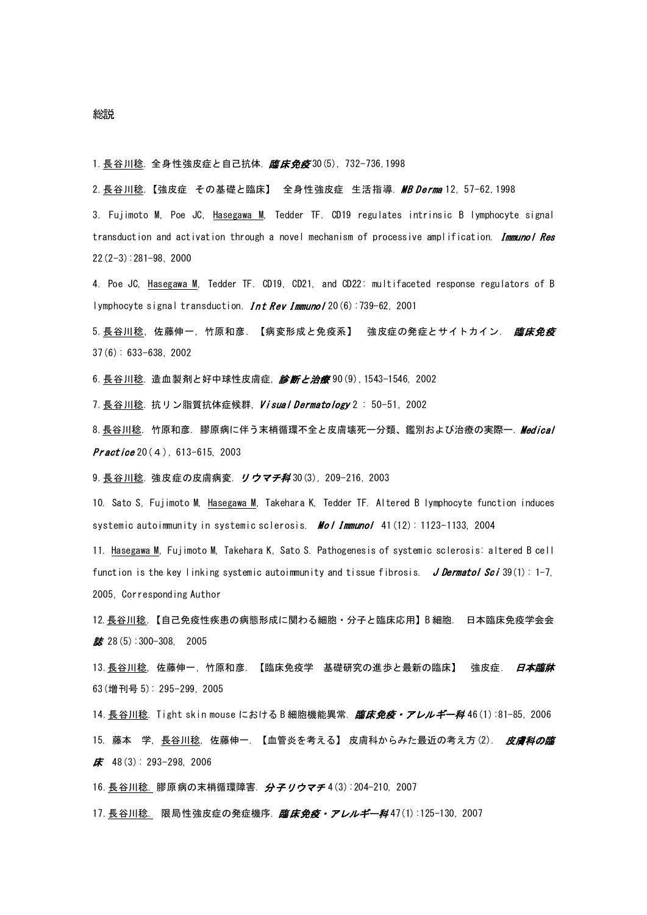総説

1. <u>長谷川稔</u>. 全身性強皮症と自己抗体. ***臨床免疫*** 30(5), 732-736,1998

2. <u>長谷川稔</u>.【強皮症　その基礎と臨床】　全身性強皮症　生活指導. ***MB Derma*** 12, 57-62,1998

3. Fujimoto M, Poe JC, <u>Hasegawa M</u>, Tedder TF. CD19 regulates intrinsic B lymphocyte signal transduction and activation through a novel mechanism of processive amplification. ***Immunol Res*** 22(2-3):281-98, 2000

4. Poe JC, <u>Hasegawa M</u>, Tedder TF. CD19, CD21, and CD22: multifaceted response regulators of B lymphocyte signal transduction. ***Int Rev Immunol*** 20(6):739-62, 2001

5. <u>長谷川稔</u>, 佐藤伸一, 竹原和彦. 【病変形成と免疫系】　強皮症の発症とサイトカイン. ***臨床免疫*** 37(6): 633-638, 2002

6. <u>長谷川稔</u>. 造血製剤と好中球性皮膚症, ***診断と治療*** 90(9),1543-1546, 2002

7. <u>長谷川稔</u>. 抗リン脂質抗体症候群, ***Visual Dermatology*** 2 : 50-51, 2002

8. <u>長谷川稔</u>. 竹原和彦. 膠原病に伴う末梢循環不全と皮膚壊死―分類、鑑別および治療の実際―. ***Medical Practice*** 20(４), 613-615, 2003

9. <u>長谷川稔</u>. 強皮症の皮膚病変. ***リウマチ科*** 30(3), 209-216, 2003

10. Sato S, Fujimoto M, <u>Hasegawa M</u>, Takehara K, Tedder TF. Altered B lymphocyte function induces systemic autoimmunity in systemic sclerosis. ***Mol Immunol*** 41(12): 1123-1133, 2004

11. <u>Hasegawa M</u>, Fujimoto M, Takehara K, Sato S. Pathogenesis of systemic sclerosis: altered B cell function is the key linking systemic autoimmunity and tissue fibrosis. ***J Dermatol Sci*** 39(1): 1-7, 2005, Corresponding Author

12. <u>長谷川稔</u>.【自己免疫性疾患の病態形成に関わる細胞・分子と臨床応用】B 細胞. 日本臨床免疫学会会***誌*** 28(5):300-308, 2005

13. <u>長谷川稔</u>, 佐藤伸一, 竹原和彦. 【臨床免疫学　基礎研究の進歩と最新の臨床】　強皮症. ***日本臨牀*** 63(増刊号 5): 295-299, 2005

14. <u>長谷川稔</u>. Tight skin mouse における B 細胞機能異常. ***臨床免疫・アレルギー科*** 46(1):81-85, 2006

15. 藤本　学, <u>長谷川稔</u>, 佐藤伸一. 【血管炎を考える】 皮膚科からみた最近の考え方(2). ***皮膚科の臨床*** 48(3): 293-298, 2006

16. <u>長谷川稔.</u> 膠原病の末梢循環障害. ***分子リウマチ*** 4(3):204-210, 2007

17. <u>長谷川稔.</u> 限局性強皮症の発症機序. ***臨床免疫・アレルギー科*** 47(1):125-130, 2007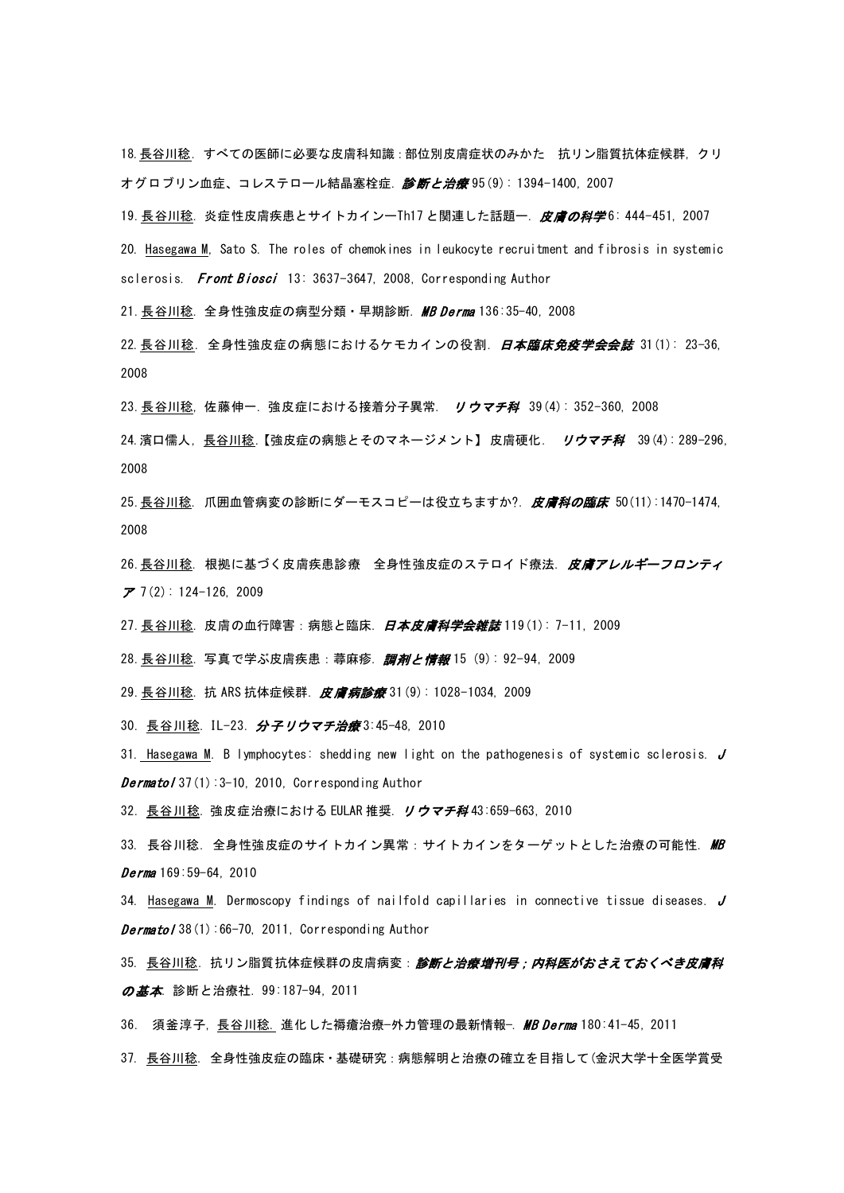18. 長谷川稔. すべての医師に必要な皮膚科知識：部位別皮膚症状のみかた　抗リン脂質抗体症候群，クリオグロブリン血症、コレステロール結晶塞栓症. ***診断と治療*** 95(9): 1394-1400, 2007

19. 長谷川稔. 炎症性皮膚疾患とサイトカイン—Th17 と関連した話題—. ***皮膚の科学*** 6: 444-451, 2007

20. Hasegawa M, Sato S. The roles of chemokines in leukocyte recruitment and fibrosis in systemic sclerosis. ***Front Biosci*** 13: 3637-3647, 2008, Corresponding Author

21. 長谷川稔. 全身性強皮症の病型分類・早期診断. ***MB Derma*** 136:35-40, 2008

22. 長谷川稔. 全身性強皮症の病態におけるケモカインの役割. ***日本臨床免疫学会会誌*** 31(1): 23-36, 2008

23. 長谷川稔, 佐藤伸一. 強皮症における接着分子異常. ***リウマチ科*** 39(4): 352-360, 2008

24. 濱口儒人, 長谷川稔.【強皮症の病態とそのマネージメント】 皮膚硬化. ***リウマチ科*** 39(4): 289-296, 2008

25. 長谷川稔. 爪囲血管病変の診断にダーモスコピーは役立ちますか?. ***皮膚科の臨床*** 50(11):1470-1474, 2008

26. 長谷川稔. 根拠に基づく皮膚疾患診療　全身性強皮症のステロイド療法. ***皮膚アレルギーフロンティア*** 7(2): 124-126, 2009

27. 長谷川稔. 皮膚の血行障害：病態と臨床. ***日本皮膚科学会雑誌*** 119(1): 7-11, 2009

28. 長谷川稔. 写真で学ぶ皮膚疾患：蕁麻疹. ***調剤と情報*** 15 (9): 92-94, 2009

29. 長谷川稔. 抗 ARS 抗体症候群. ***皮膚病診療*** 31(9): 1028-1034, 2009

30. 長谷川稔. IL-23. ***分子リウマチ治療*** 3:45-48, 2010

31. Hasegawa M. B lymphocytes: shedding new light on the pathogenesis of systemic sclerosis. ***J Dermatol*** 37(1):3-10, 2010, Corresponding Author

32. 長谷川稔. 強皮症治療における EULAR 推奨. ***リウマチ科*** 43:659-663, 2010

33. 長谷川稔. 全身性強皮症のサイトカイン異常：サイトカインをターゲットとした治療の可能性. ***MB Derma*** 169:59-64, 2010

34. Hasegawa M. Dermoscopy findings of nailfold capillaries in connective tissue diseases. ***J Dermatol*** 38(1):66-70, 2011, Corresponding Author

35. 長谷川稔. 抗リン脂質抗体症候群の皮膚病変：***診断と治療増刊号；内科医がおさえておくべき皮膚科の基本***. 診断と治療社. 99:187-94, 2011

36. 須釜淳子, 長谷川稔. 進化した褥瘡治療-外力管理の最新情報-. ***MB Derma*** 180:41-45, 2011

37. 長谷川稔. 全身性強皮症の臨床・基礎研究：病態解明と治療の確立を目指して(金沢大学十全医学賞受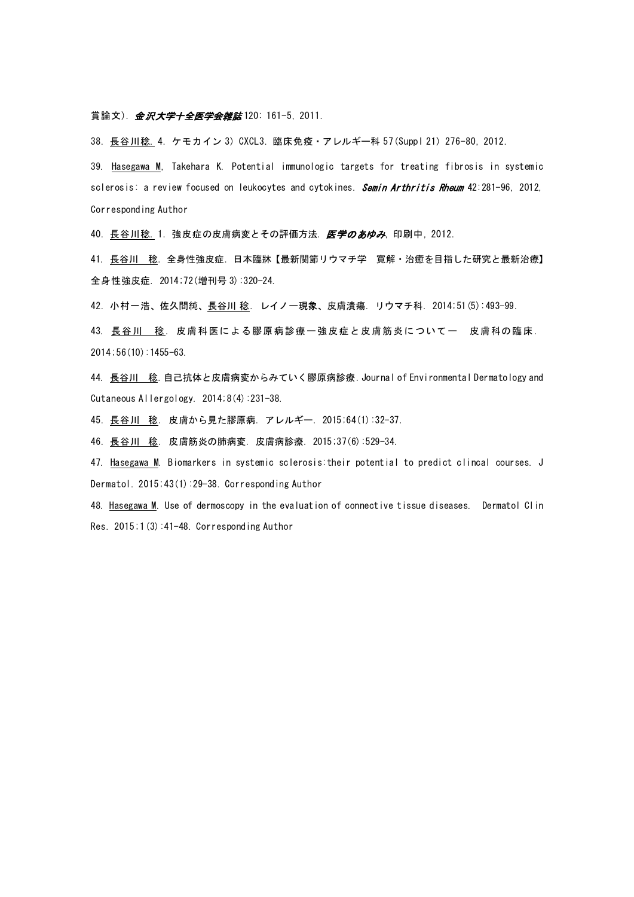賞論文). ***金沢大学十全医学会雑誌*** 120: 161-5, 2011.

38. 長谷川稔. 4. ケモカイン 3) CXCL3. 臨床免疫・アレルギー科 57(Suppl 21) 276-80, 2012.

39. Hasegawa M, Takehara K. Potential immunologic targets for treating fibrosis in systemic sclerosis: a review focused on leukocytes and cytokines. ***Semin Arthritis Rheum*** 42:281-96, 2012, Corresponding Author

40. 長谷川稔. 1. 強皮症の皮膚病変とその評価方法. ***医学のあゆみ***, 印刷中, 2012.

41. 長谷川 稔. 全身性強皮症. 日本臨牀【最新関節リウマチ学 寛解・治癒を目指した研究と最新治療】全身性強皮症. 2014;72(増刊号 3):320-24.

42. 小村一浩、佐久間純、長谷川 稔. レイノー現象、皮膚潰瘍. リウマチ科. 2014;51(5):493-99.

43. 長谷川 稔. 皮膚科医による膠原病診療－強皮症と皮膚筋炎について－ 皮膚科の臨床. 2014;56(10):1455-63.

44. 長谷川 稔.自己抗体と皮膚病変からみていく膠原病診療. Journal of Environmental Dermatology and Cutaneous Allergology. 2014;8(4):231-38.

45. 長谷川 稔. 皮膚から見た膠原病. アレルギー. 2015;64(1):32-37.

46. 長谷川 稔. 皮膚筋炎の肺病変. 皮膚病診療. 2015;37(6):529-34.

47. Hasegawa M. Biomarkers in systemic sclerosis:their potential to predict clincal courses. J Dermatol. 2015;43(1):29-38. Corresponding Author

48. Hasegawa M. Use of dermoscopy in the evaluation of connective tissue diseases. Dermatol Clin Res. 2015;1(3):41-48. Corresponding Author